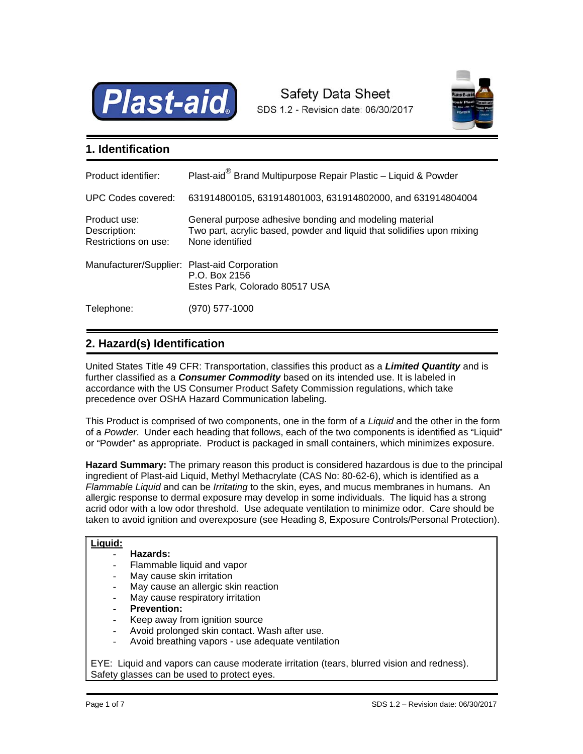Plast-aid

Safety Data Sheet
SDS 1.2 - Revision date: 06/30/2017

## 1. Identification

| | |
|---|---|
| Product identifier: | Plast-aid® Brand Multipurpose Repair Plastic – Liquid & Powder |
| UPC Codes covered: | 631914800105, 631914801003, 631914802000, and 631914804004 |
| Product use: | General purpose adhesive bonding and modeling material |
| Description: | Two part, acrylic based, powder and liquid that solidifies upon mixing |
| Restrictions on use: | None identified |
| Manufacturer/Supplier: | Plast-aid Corporation<br>P.O. Box 2156<br>Estes Park, Colorado 80517 USA |
| Telephone: | (970) 577-1000 |

## 2. Hazard(s) Identification

United States Title 49 CFR: Transportation, classifies this product as a ***Limited Quantity*** and is further classified as a ***Consumer Commodity*** based on its intended use. It is labeled in accordance with the US Consumer Product Safety Commission regulations, which take precedence over OSHA Hazard Communication labeling.

This Product is comprised of two components, one in the form of a *Liquid* and the other in the form of a *Powder*. Under each heading that follows, each of the two components is identified as "Liquid" or "Powder" as appropriate. Product is packaged in small containers, which minimizes exposure.

**Hazard Summary:** The primary reason this product is considered hazardous is due to the principal ingredient of Plast-aid Liquid, Methyl Methacrylate (CAS No: 80-62-6), which is identified as a *Flammable Liquid* and can be *Irritating* to the skin, eyes, and mucus membranes in humans. An allergic response to dermal exposure may develop in some individuals. The liquid has a strong acrid odor with a low odor threshold. Use adequate ventilation to minimize odor. Care should be taken to avoid ignition and overexposure (see Heading 8, Exposure Controls/Personal Protection).

**Liquid:**

- **Hazards:**
- Flammable liquid and vapor
- May cause skin irritation
- May cause an allergic skin reaction
- May cause respiratory irritation
- **Prevention:**
- Keep away from ignition source
- Avoid prolonged skin contact. Wash after use.
- Avoid breathing vapors - use adequate ventilation

EYE: Liquid and vapors can cause moderate irritation (tears, blurred vision and redness). Safety glasses can be used to protect eyes.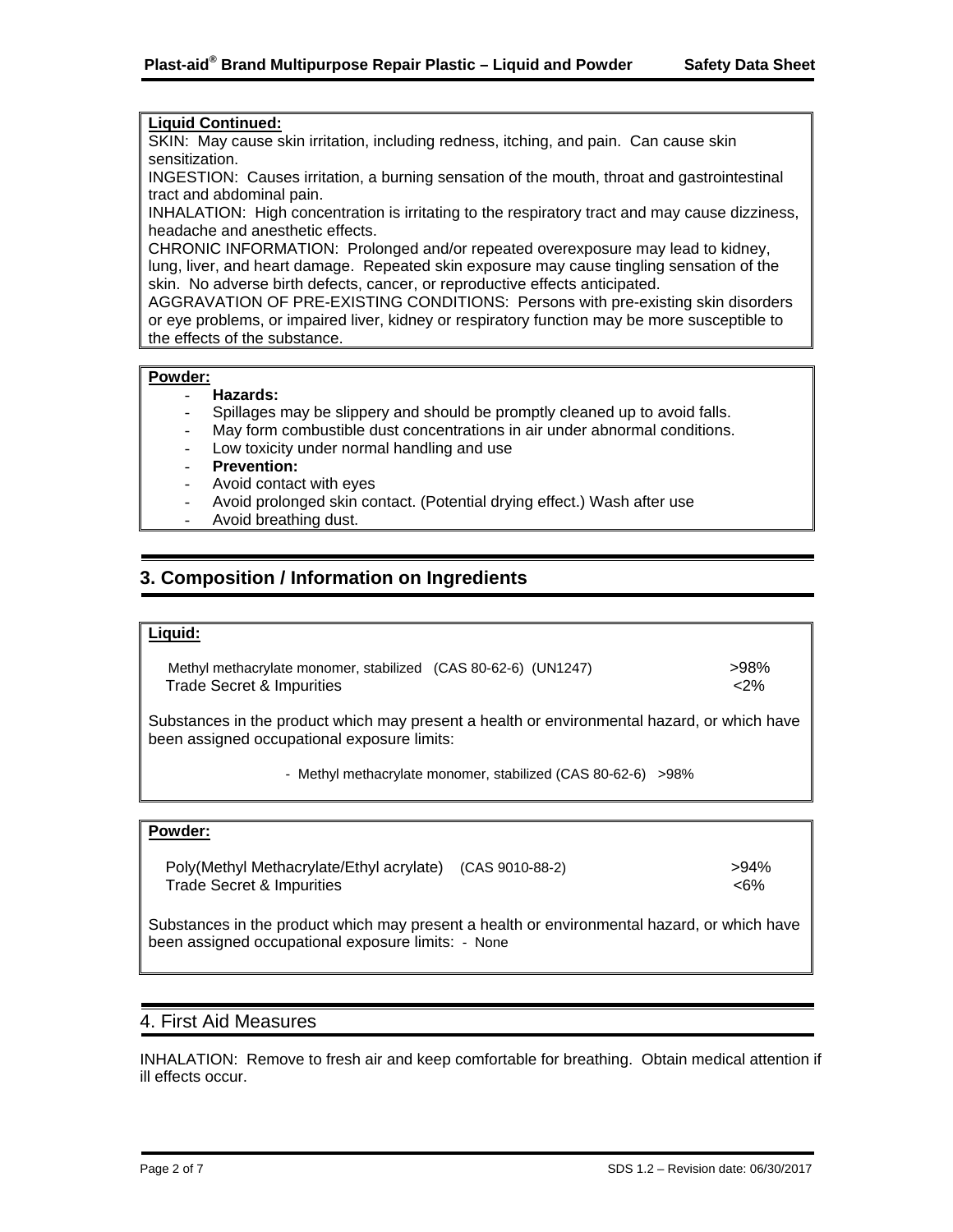**Liquid Continued:**

SKIN: May cause skin irritation, including redness, itching, and pain. Can cause skin sensitization.
INGESTION: Causes irritation, a burning sensation of the mouth, throat and gastrointestinal tract and abdominal pain.
INHALATION: High concentration is irritating to the respiratory tract and may cause dizziness, headache and anesthetic effects.
CHRONIC INFORMATION: Prolonged and/or repeated overexposure may lead to kidney, lung, liver, and heart damage. Repeated skin exposure may cause tingling sensation of the skin. No adverse birth defects, cancer, or reproductive effects anticipated.
AGGRAVATION OF PRE-EXISTING CONDITIONS: Persons with pre-existing skin disorders or eye problems, or impaired liver, kidney or respiratory function may be more susceptible to the effects of the substance.

**Powder:**

- **Hazards:**
- Spillages may be slippery and should be promptly cleaned up to avoid falls.
- May form combustible dust concentrations in air under abnormal conditions.
- Low toxicity under normal handling and use
- **Prevention:**
- Avoid contact with eyes
- Avoid prolonged skin contact. (Potential drying effect.) Wash after use
- Avoid breathing dust.

## 3. Composition / Information on Ingredients

**Liquid:**

| | |
|---|---|
| Methyl methacrylate monomer, stabilized (CAS 80-62-6) (UN1247) | >98% |
| Trade Secret & Impurities | <2% |

Substances in the product which may present a health or environmental hazard, or which have been assigned occupational exposure limits:

- Methyl methacrylate monomer, stabilized (CAS 80-62-6) >98%

**Powder:**

| | |
|---|---|
| Poly(Methyl Methacrylate/Ethyl acrylate) (CAS 9010-88-2) | >94% |
| Trade Secret & Impurities | <6% |

Substances in the product which may present a health or environmental hazard, or which have been assigned occupational exposure limits: - None

## 4. First Aid Measures

INHALATION: Remove to fresh air and keep comfortable for breathing. Obtain medical attention if ill effects occur.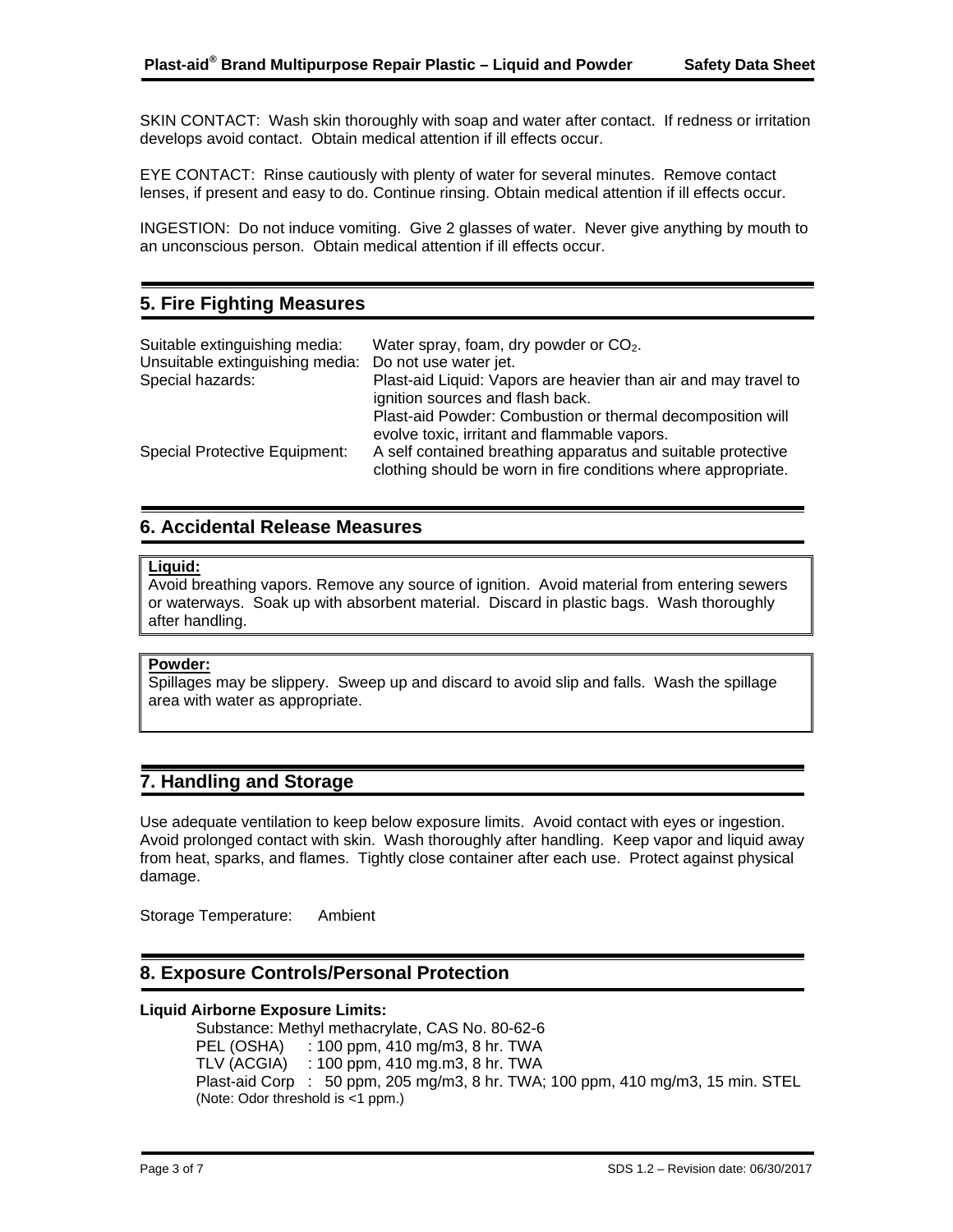SKIN CONTACT: Wash skin thoroughly with soap and water after contact. If redness or irritation develops avoid contact. Obtain medical attention if ill effects occur.

EYE CONTACT: Rinse cautiously with plenty of water for several minutes. Remove contact lenses, if present and easy to do. Continue rinsing. Obtain medical attention if ill effects occur.

INGESTION: Do not induce vomiting. Give 2 glasses of water. Never give anything by mouth to an unconscious person. Obtain medical attention if ill effects occur.

## 5. Fire Fighting Measures

| | |
|---|---|
| Suitable extinguishing media: | Water spray, foam, dry powder or $CO_2$. |
| Unsuitable extinguishing media: | Do not use water jet. |
| Special hazards: | Plast-aid Liquid: Vapors are heavier than air and may travel to ignition sources and flash back.<br>Plast-aid Powder: Combustion or thermal decomposition will evolve toxic, irritant and flammable vapors. |
| Special Protective Equipment: | A self contained breathing apparatus and suitable protective clothing should be worn in fire conditions where appropriate. |

## 6. Accidental Release Measures

**Liquid:**
Avoid breathing vapors. Remove any source of ignition. Avoid material from entering sewers or waterways. Soak up with absorbent material. Discard in plastic bags. Wash thoroughly after handling.

**Powder:**
Spillages may be slippery. Sweep up and discard to avoid slip and falls. Wash the spillage area with water as appropriate.

## 7. Handling and Storage

Use adequate ventilation to keep below exposure limits. Avoid contact with eyes or ingestion. Avoid prolonged contact with skin. Wash thoroughly after handling. Keep vapor and liquid away from heat, sparks, and flames. Tightly close container after each use. Protect against physical damage.

Storage Temperature: Ambient

## 8. Exposure Controls/Personal Protection

**Liquid Airborne Exposure Limits:**

Substance: Methyl methacrylate, CAS No. 80-62-6
PEL (OSHA) : 100 ppm, 410 mg/m3, 8 hr. TWA
TLV (ACGIA) : 100 ppm, 410 mg.m3, 8 hr. TWA
Plast-aid Corp : 50 ppm, 205 mg/m3, 8 hr. TWA; 100 ppm, 410 mg/m3, 15 min. STEL
(Note: Odor threshold is <1 ppm.)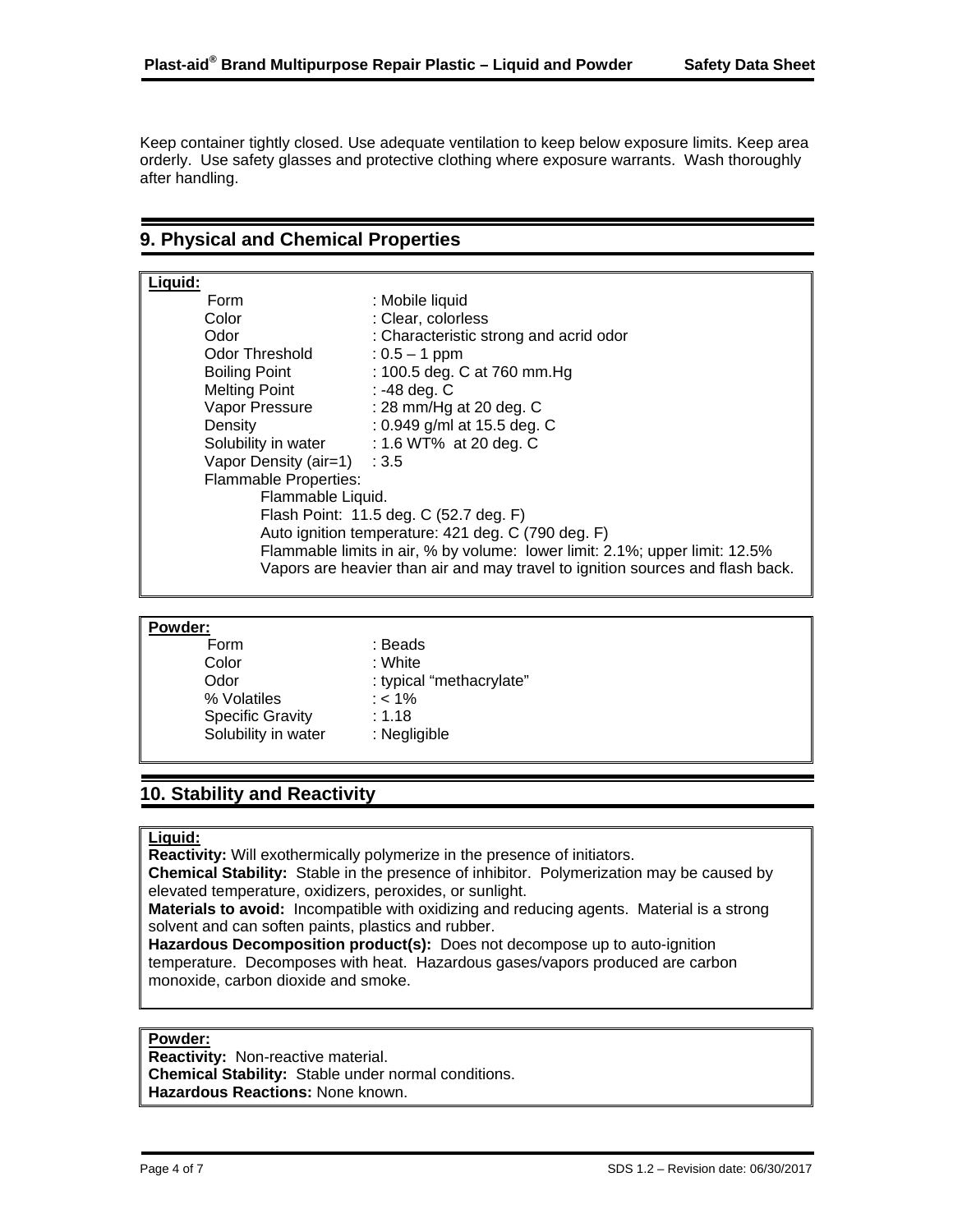Keep container tightly closed. Use adequate ventilation to keep below exposure limits. Keep area orderly. Use safety glasses and protective clothing where exposure warrants. Wash thoroughly after handling.

## 9. Physical and Chemical Properties

**Liquid:**

| | |
|---|---|
| Form | : Mobile liquid |
| Color | : Clear, colorless |
| Odor | : Characteristic strong and acrid odor |
| Odor Threshold | : 0.5 – 1 ppm |
| Boiling Point | : 100.5 deg. C at 760 mm.Hg |
| Melting Point | : -48 deg. C |
| Vapor Pressure | : 28 mm/Hg at 20 deg. C |
| Density | : 0.949 g/ml at 15.5 deg. C |
| Solubility in water | : 1.6 WT% at 20 deg. C |
| Vapor Density (air=1) | : 3.5 |

Flammable Properties:

Flammable Liquid.
Flash Point: 11.5 deg. C (52.7 deg. F)
Auto ignition temperature: 421 deg. C (790 deg. F)
Flammable limits in air, % by volume: lower limit: 2.1%; upper limit: 12.5%
Vapors are heavier than air and may travel to ignition sources and flash back.

**Powder:**

| | |
|---|---|
| Form | : Beads |
| Color | : White |
| Odor | : typical “methacrylate” |
| % Volatiles | : < 1% |
| Specific Gravity | : 1.18 |
| Solubility in water | : Negligible |

## 10. Stability and Reactivity

**Liquid:**

**Reactivity:** Will exothermically polymerize in the presence of initiators.
**Chemical Stability:** Stable in the presence of inhibitor. Polymerization may be caused by elevated temperature, oxidizers, peroxides, or sunlight.
**Materials to avoid:** Incompatible with oxidizing and reducing agents. Material is a strong solvent and can soften paints, plastics and rubber.
**Hazardous Decomposition product(s):** Does not decompose up to auto-ignition temperature. Decomposes with heat. Hazardous gases/vapors produced are carbon monoxide, carbon dioxide and smoke.

**Powder:**

**Reactivity:** Non-reactive material.
**Chemical Stability:** Stable under normal conditions.
**Hazardous Reactions:** None known.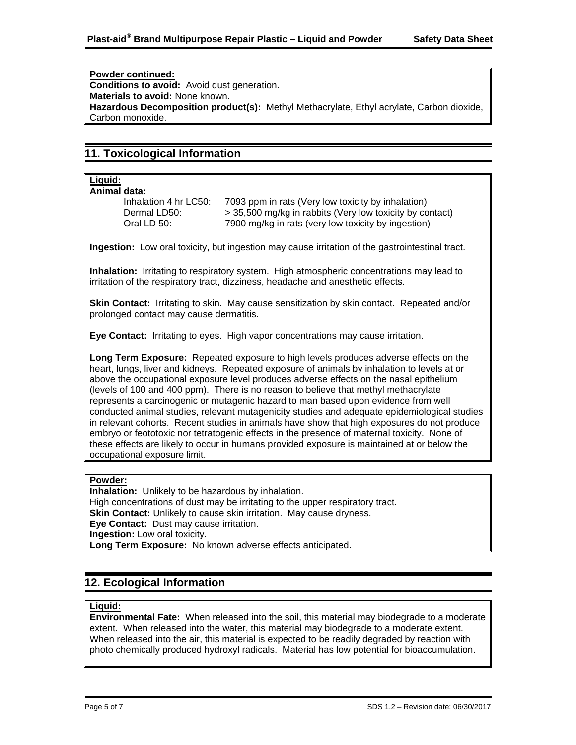**Powder continued:**
**Conditions to avoid:** Avoid dust generation.
**Materials to avoid:** None known.
**Hazardous Decomposition product(s):** Methyl Methacrylate, Ethyl acrylate, Carbon dioxide, Carbon monoxide.

## 11. Toxicological Information

**Liquid:**
**Animal data:**

| | |
|---|---|
| Inhalation 4 hr LC50: | 7093 ppm in rats (Very low toxicity by inhalation) |
| Dermal LD50: | > 35,500 mg/kg in rabbits (Very low toxicity by contact) |
| Oral LD 50: | 7900 mg/kg in rats (very low toxicity by ingestion) |

**Ingestion:** Low oral toxicity, but ingestion may cause irritation of the gastrointestinal tract.

**Inhalation:** Irritating to respiratory system. High atmospheric concentrations may lead to irritation of the respiratory tract, dizziness, headache and anesthetic effects.

**Skin Contact:** Irritating to skin. May cause sensitization by skin contact. Repeated and/or prolonged contact may cause dermatitis.

**Eye Contact:** Irritating to eyes. High vapor concentrations may cause irritation.

**Long Term Exposure:** Repeated exposure to high levels produces adverse effects on the heart, lungs, liver and kidneys. Repeated exposure of animals by inhalation to levels at or above the occupational exposure level produces adverse effects on the nasal epithelium (levels of 100 and 400 ppm). There is no reason to believe that methyl methacrylate represents a carcinogenic or mutagenic hazard to man based upon evidence from well conducted animal studies, relevant mutagenicity studies and adequate epidemiological studies in relevant cohorts. Recent studies in animals have show that high exposures do not produce embryo or feototoxic nor tetratogenic effects in the presence of maternal toxicity. None of these effects are likely to occur in humans provided exposure is maintained at or below the occupational exposure limit.

**Powder:**
**Inhalation:** Unlikely to be hazardous by inhalation.
High concentrations of dust may be irritating to the upper respiratory tract.
**Skin Contact:** Unlikely to cause skin irritation. May cause dryness.
**Eye Contact:** Dust may cause irritation.
**Ingestion:** Low oral toxicity.
**Long Term Exposure:** No known adverse effects anticipated.

## 12. Ecological Information

**Liquid:**
**Environmental Fate:** When released into the soil, this material may biodegrade to a moderate extent. When released into the water, this material may biodegrade to a moderate extent. When released into the air, this material is expected to be readily degraded by reaction with photo chemically produced hydroxyl radicals. Material has low potential for bioaccumulation.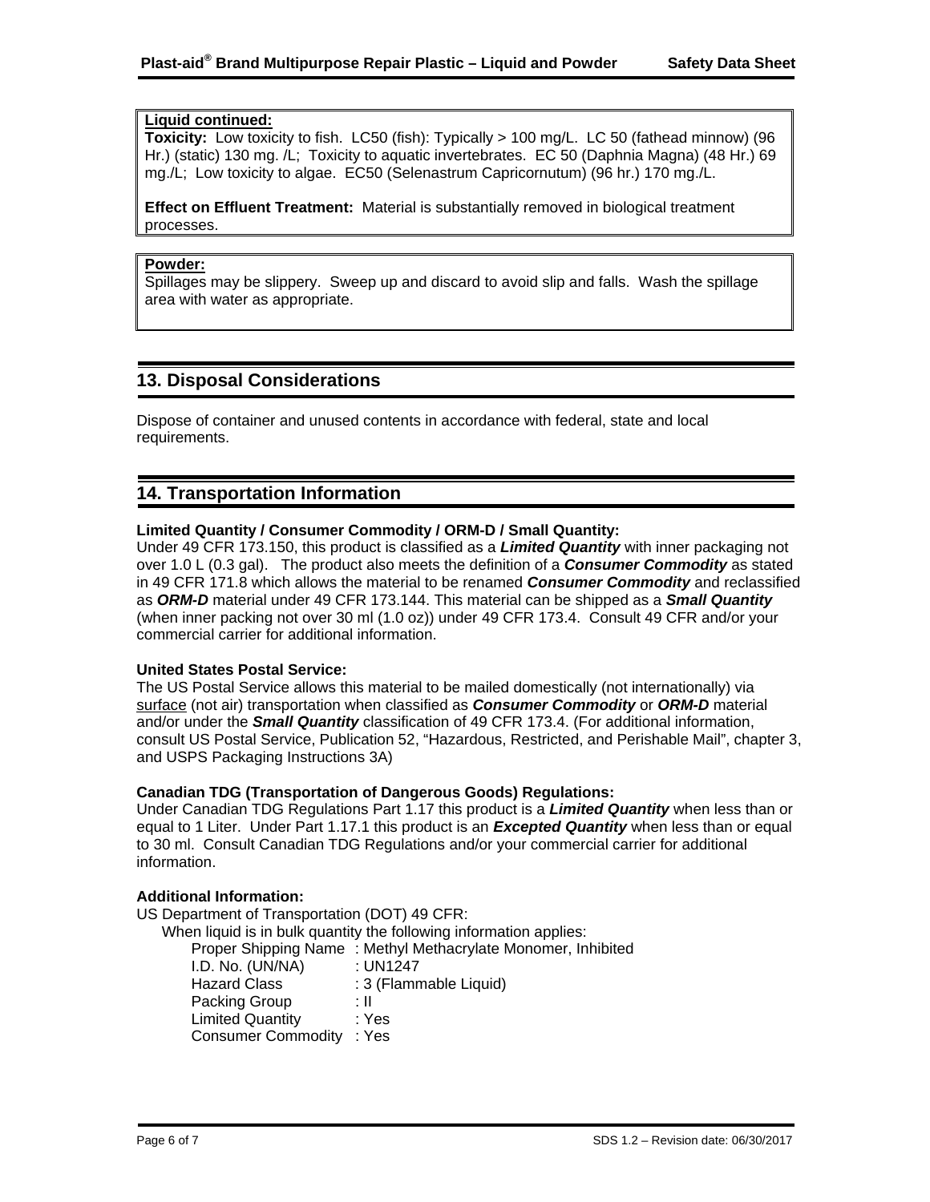**Liquid continued:**

**Toxicity:** Low toxicity to fish. LC50 (fish): Typically > 100 mg/L. LC 50 (fathead minnow) (96 Hr.) (static) 130 mg. /L; Toxicity to aquatic invertebrates. EC 50 (Daphnia Magna) (48 Hr.) 69 mg./L; Low toxicity to algae. EC50 (Selenastrum Capricornutum) (96 hr.) 170 mg./L.

**Effect on Effluent Treatment:** Material is substantially removed in biological treatment processes.

**Powder:**

Spillages may be slippery. Sweep up and discard to avoid slip and falls. Wash the spillage area with water as appropriate.

## 13. Disposal Considerations

Dispose of container and unused contents in accordance with federal, state and local requirements.

## 14. Transportation Information

**Limited Quantity / Consumer Commodity / ORM-D / Small Quantity:**

Under 49 CFR 173.150, this product is classified as a ***Limited Quantity*** with inner packaging not over 1.0 L (0.3 gal). The product also meets the definition of a ***Consumer Commodity*** as stated in 49 CFR 171.8 which allows the material to be renamed ***Consumer Commodity*** and reclassified as ***ORM-D*** material under 49 CFR 173.144. This material can be shipped as a ***Small Quantity*** (when inner packing not over 30 ml (1.0 oz)) under 49 CFR 173.4. Consult 49 CFR and/or your commercial carrier for additional information.

**United States Postal Service:**

The US Postal Service allows this material to be mailed domestically (not internationally) via surface (not air) transportation when classified as ***Consumer Commodity*** or ***ORM-D*** material and/or under the ***Small Quantity*** classification of 49 CFR 173.4. (For additional information, consult US Postal Service, Publication 52, "Hazardous, Restricted, and Perishable Mail", chapter 3, and USPS Packaging Instructions 3A)

**Canadian TDG (Transportation of Dangerous Goods) Regulations:**

Under Canadian TDG Regulations Part 1.17 this product is a ***Limited Quantity*** when less than or equal to 1 Liter. Under Part 1.17.1 this product is an ***Excepted Quantity*** when less than or equal to 30 ml. Consult Canadian TDG Regulations and/or your commercial carrier for additional information.

**Additional Information:**

US Department of Transportation (DOT) 49 CFR:

When liquid is in bulk quantity the following information applies:

| | |
|---|---|
| Proper Shipping Name | : Methyl Methacrylate Monomer, Inhibited |
| I.D. No. (UN/NA) | : UN1247 |
| Hazard Class | : 3 (Flammable Liquid) |
| Packing Group | : II |
| Limited Quantity | : Yes |
| Consumer Commodity | : Yes |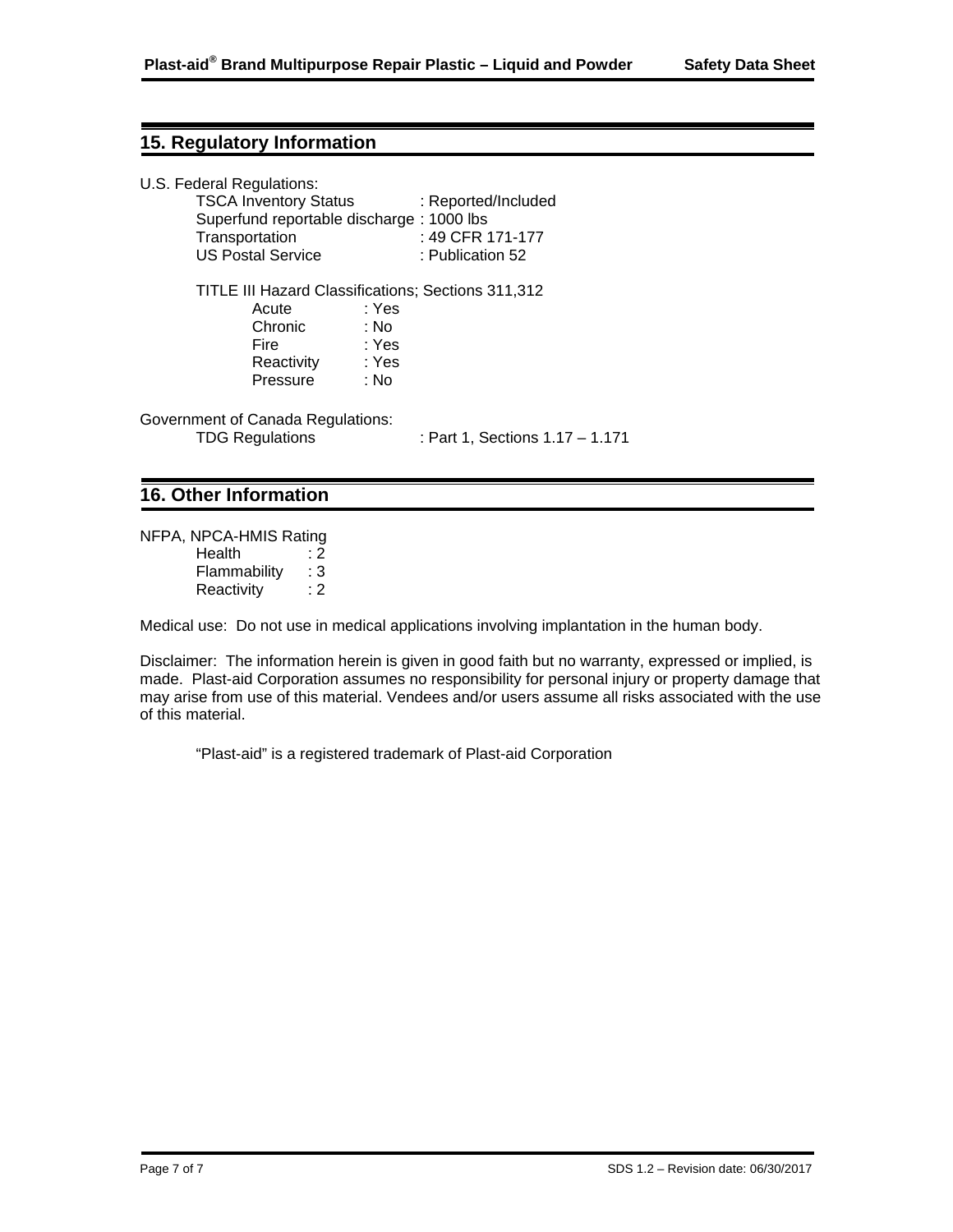## 15. Regulatory Information

U.S. Federal Regulations:

TSCA Inventory Status : Reported/Included
Superfund reportable discharge : 1000 lbs
Transportation : 49 CFR 171-177
US Postal Service : Publication 52

TITLE III Hazard Classifications; Sections 311,312

Acute : Yes
Chronic : No
Fire : Yes
Reactivity : Yes
Pressure : No

Government of Canada Regulations:

TDG Regulations : Part 1, Sections 1.17 – 1.171

## 16. Other Information

NFPA, NPCA-HMIS Rating

Health : 2
Flammability : 3
Reactivity : 2

Medical use: Do not use in medical applications involving implantation in the human body.

Disclaimer: The information herein is given in good faith but no warranty, expressed or implied, is made. Plast-aid Corporation assumes no responsibility for personal injury or property damage that may arise from use of this material. Vendees and/or users assume all risks associated with the use of this material.

"Plast-aid" is a registered trademark of Plast-aid Corporation